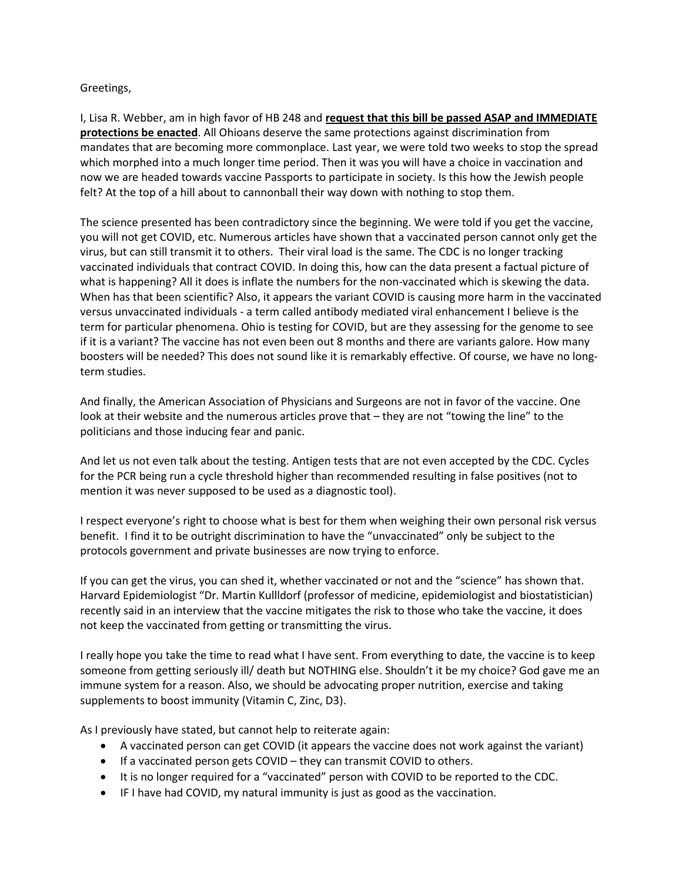Greetings,

I, Lisa R. Webber, am in high favor of HB 248 and **request that this bill be passed ASAP and IMMEDIATE protections be enacted**. All Ohioans deserve the same protections against discrimination from mandates that are becoming more commonplace. Last year, we were told two weeks to stop the spread which morphed into a much longer time period. Then it was you will have a choice in vaccination and now we are headed towards vaccine Passports to participate in society. Is this how the Jewish people felt? At the top of a hill about to cannonball their way down with nothing to stop them.

The science presented has been contradictory since the beginning. We were told if you get the vaccine, you will not get COVID, etc. Numerous articles have shown that a vaccinated person cannot only get the virus, but can still transmit it to others. Their viral load is the same. The CDC is no longer tracking vaccinated individuals that contract COVID. In doing this, how can the data present a factual picture of what is happening? All it does is inflate the numbers for the non-vaccinated which is skewing the data. When has that been scientific? Also, it appears the variant COVID is causing more harm in the vaccinated versus unvaccinated individuals - a term called antibody mediated viral enhancement I believe is the term for particular phenomena. Ohio is testing for COVID, but are they assessing for the genome to see if it is a variant? The vaccine has not even been out 8 months and there are variants galore. How many boosters will be needed? This does not sound like it is remarkably effective. Of course, we have no long-term studies.

And finally, the American Association of Physicians and Surgeons are not in favor of the vaccine. One look at their website and the numerous articles prove that – they are not "towing the line" to the politicians and those inducing fear and panic.

And let us not even talk about the testing. Antigen tests that are not even accepted by the CDC. Cycles for the PCR being run a cycle threshold higher than recommended resulting in false positives (not to mention it was never supposed to be used as a diagnostic tool).

I respect everyone's right to choose what is best for them when weighing their own personal risk versus benefit. I find it to be outright discrimination to have the "unvaccinated" only be subject to the protocols government and private businesses are now trying to enforce.

If you can get the virus, you can shed it, whether vaccinated or not and the "science" has shown that. Harvard Epidemiologist "Dr. Martin Kullldorf (professor of medicine, epidemiologist and biostatistician) recently said in an interview that the vaccine mitigates the risk to those who take the vaccine, it does not keep the vaccinated from getting or transmitting the virus.

I really hope you take the time to read what I have sent. From everything to date, the vaccine is to keep someone from getting seriously ill/ death but NOTHING else. Shouldn't it be my choice? God gave me an immune system for a reason. Also, we should be advocating proper nutrition, exercise and taking supplements to boost immunity (Vitamin C, Zinc, D3).

As I previously have stated, but cannot help to reiterate again:

- A vaccinated person can get COVID (it appears the vaccine does not work against the variant)
- If a vaccinated person gets COVID – they can transmit COVID to others.
- It is no longer required for a "vaccinated" person with COVID to be reported to the CDC.
- IF I have had COVID, my natural immunity is just as good as the vaccination.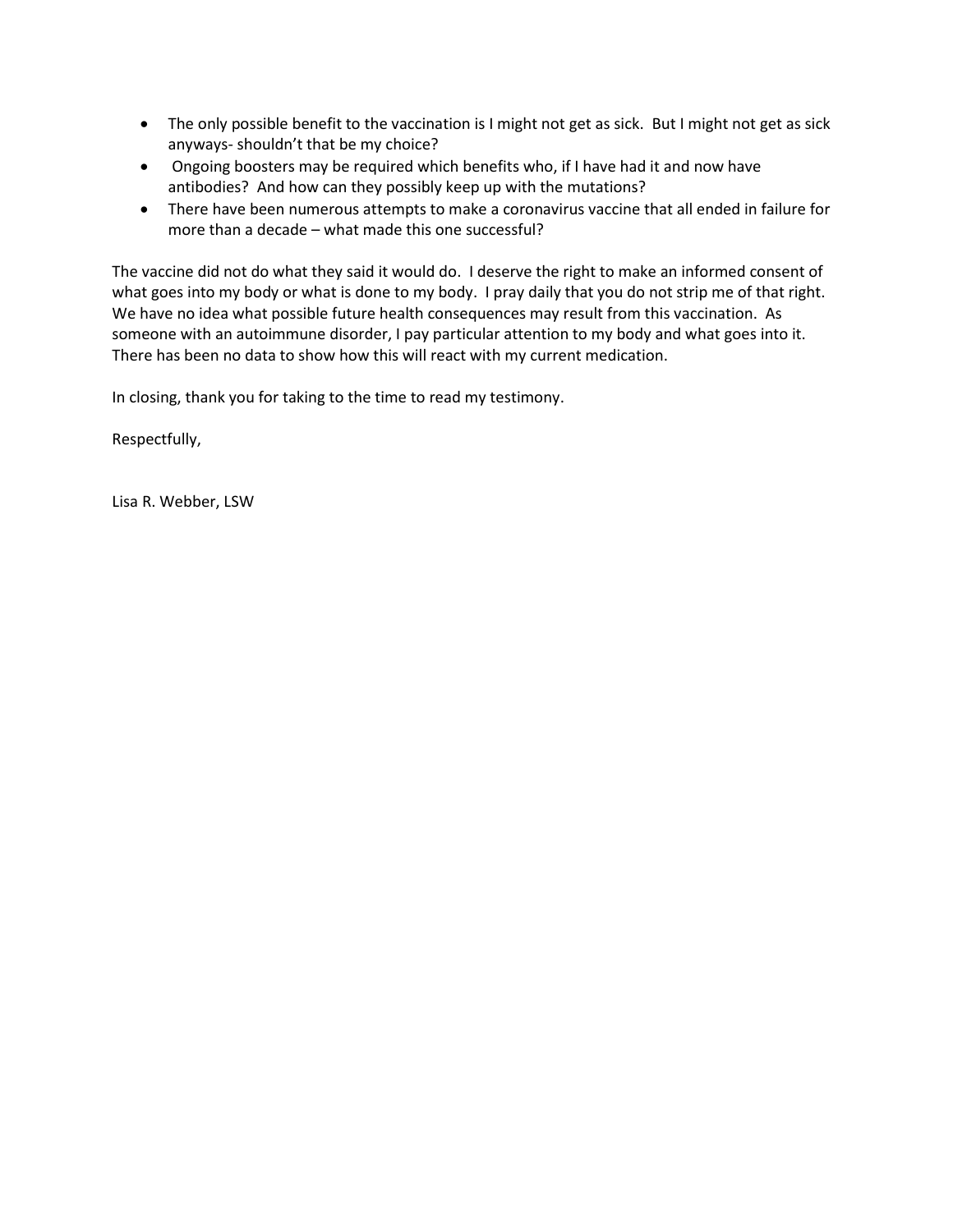- The only possible benefit to the vaccination is I might not get as sick. But I might not get as sick anyways- shouldn't that be my choice?
- Ongoing boosters may be required which benefits who, if I have had it and now have antibodies? And how can they possibly keep up with the mutations?
- There have been numerous attempts to make a coronavirus vaccine that all ended in failure for more than a decade – what made this one successful?

The vaccine did not do what they said it would do. I deserve the right to make an informed consent of what goes into my body or what is done to my body. I pray daily that you do not strip me of that right. We have no idea what possible future health consequences may result from this vaccination. As someone with an autoimmune disorder, I pay particular attention to my body and what goes into it. There has been no data to show how this will react with my current medication.

In closing, thank you for taking to the time to read my testimony.

Respectfully,

Lisa R. Webber, LSW